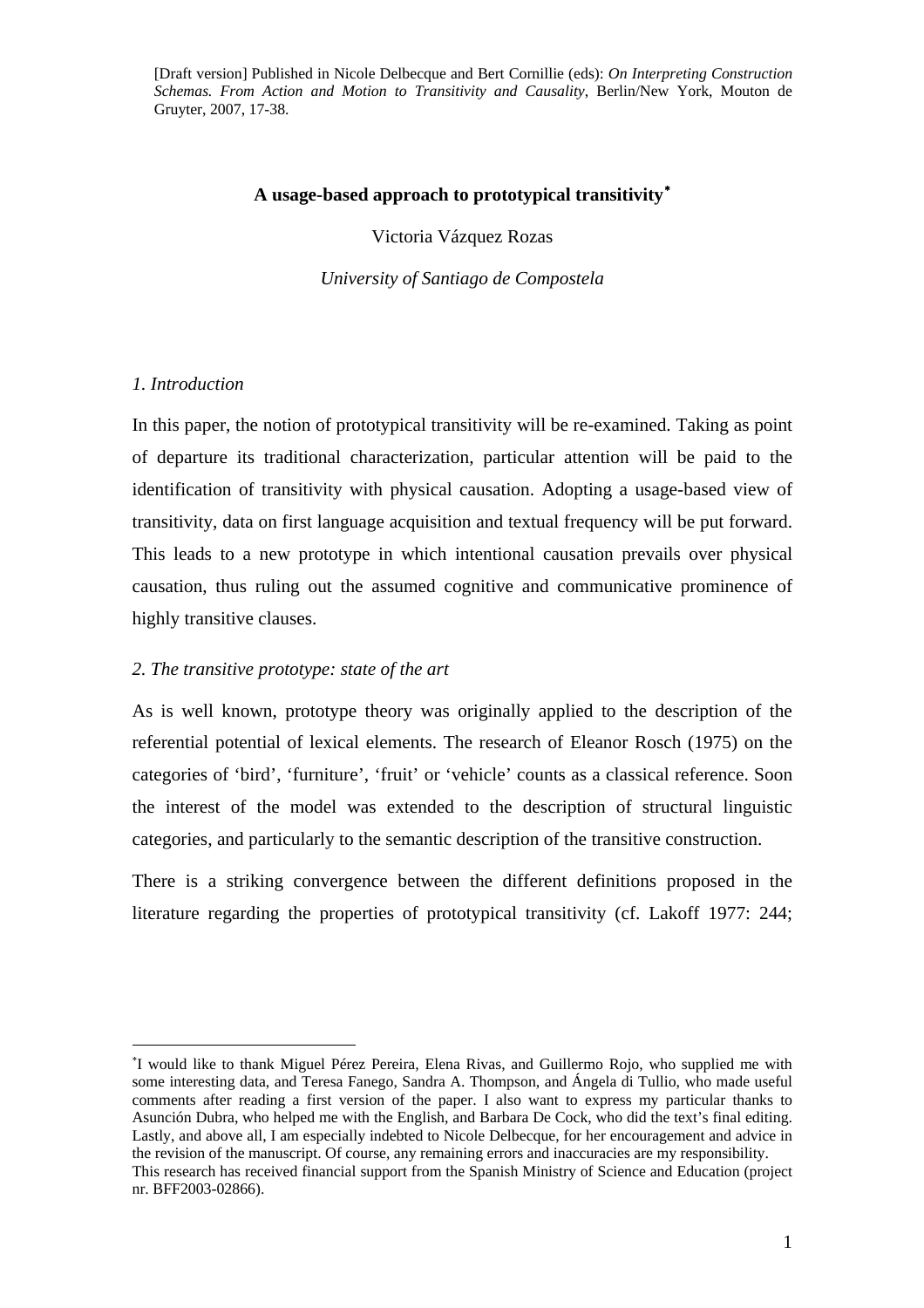[Draft version] Published in Nicole Delbecque and Bert Cornillie (eds): *On Interpreting Construction Schemas. From Action and Motion to Transitivity and Causality*, Berlin/New York, Mouton de Gruyter, 2007, 17-38.

# A usage-based approach to prototypical transitivity*

Victoria Vázquez Rozas

*University of Santiago de Compostela*

## *1. Introduction*

In this paper, the notion of prototypical transitivity will be re-examined. Taking as point of departure its traditional characterization, particular attention will be paid to the identification of transitivity with physical causation. Adopting a usage-based view of transitivity, data on first language acquisition and textual frequency will be put forward. This leads to a new prototype in which intentional causation prevails over physical causation, thus ruling out the assumed cognitive and communicative prominence of highly transitive clauses.

## *2. The transitive prototype: state of the art*

As is well known, prototype theory was originally applied to the description of the referential potential of lexical elements. The research of Eleanor Rosch (1975) on the categories of 'bird', 'furniture', 'fruit' or 'vehicle' counts as a classical reference. Soon the interest of the model was extended to the description of structural linguistic categories, and particularly to the semantic description of the transitive construction.

There is a striking convergence between the different definitions proposed in the literature regarding the properties of prototypical transitivity (cf. Lakoff 1977: 244;

---

*I would like to thank Miguel Pérez Pereira, Elena Rivas, and Guillermo Rojo, who supplied me with some interesting data, and Teresa Fanego, Sandra A. Thompson, and Ángela di Tullio, who made useful comments after reading a first version of the paper. I also want to express my particular thanks to Asunción Dubra, who helped me with the English, and Barbara De Cock, who did the text's final editing. Lastly, and above all, I am especially indebted to Nicole Delbecque, for her encouragement and advice in the revision of the manuscript. Of course, any remaining errors and inaccuracies are my responsibility.
This research has received financial support from the Spanish Ministry of Science and Education (project nr. BFF2003-02866).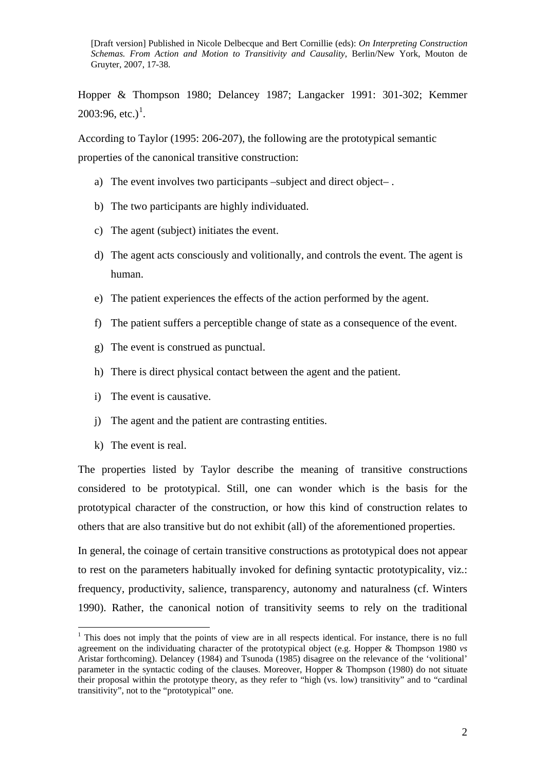Hopper & Thompson 1980; Delancey 1987; Langacker 1991: 301-302; Kemmer 2003:96, etc.)[1].

According to Taylor (1995: 206-207), the following are the prototypical semantic properties of the canonical transitive construction:

a) The event involves two participants –subject and direct object– .

b) The two participants are highly individuated.

c) The agent (subject) initiates the event.

d) The agent acts consciously and volitionally, and controls the event. The agent is human.

e) The patient experiences the effects of the action performed by the agent.

f) The patient suffers a perceptible change of state as a consequence of the event.

g) The event is construed as punctual.

h) There is direct physical contact between the agent and the patient.

i) The event is causative.

j) The agent and the patient are contrasting entities.

k) The event is real.

The properties listed by Taylor describe the meaning of transitive constructions considered to be prototypical. Still, one can wonder which is the basis for the prototypical character of the construction, or how this kind of construction relates to others that are also transitive but do not exhibit (all) of the aforementioned properties.

In general, the coinage of certain transitive constructions as prototypical does not appear to rest on the parameters habitually invoked for defining syntactic prototypicality, viz.: frequency, productivity, salience, transparency, autonomy and naturalness (cf. Winters 1990). Rather, the canonical notion of transitivity seems to rely on the traditional

[1] This does not imply that the points of view are in all respects identical. For instance, there is no full agreement on the individuating character of the prototypical object (e.g. Hopper & Thompson 1980 *vs* Aristar forthcoming). Delancey (1984) and Tsunoda (1985) disagree on the relevance of the 'volitional' parameter in the syntactic coding of the clauses. Moreover, Hopper & Thompson (1980) do not situate their proposal within the prototype theory, as they refer to "high (vs. low) transitivity" and to "cardinal transitivity", not to the "prototypical" one.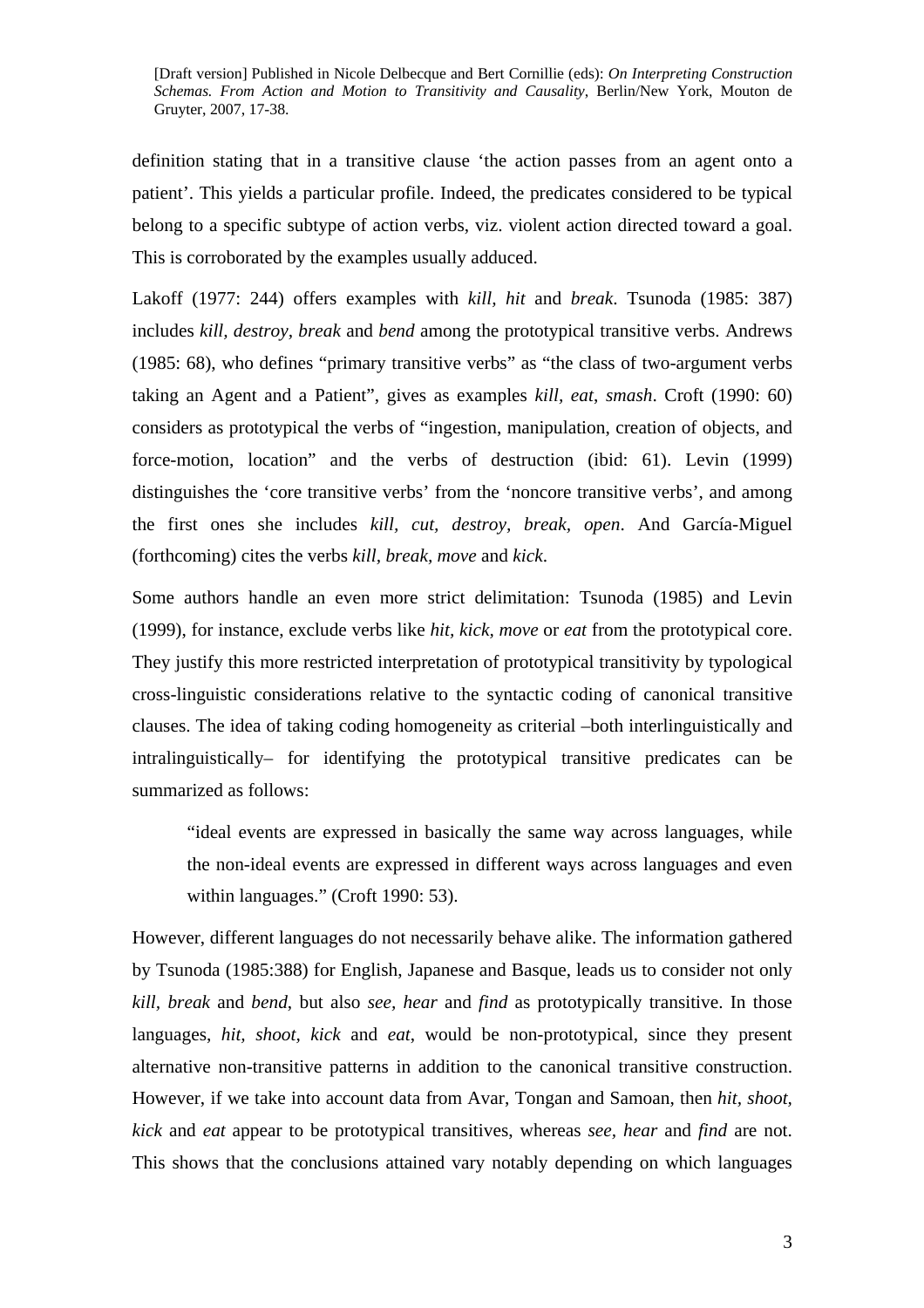definition stating that in a transitive clause 'the action passes from an agent onto a patient'. This yields a particular profile. Indeed, the predicates considered to be typical belong to a specific subtype of action verbs, viz. violent action directed toward a goal. This is corroborated by the examples usually adduced.

Lakoff (1977: 244) offers examples with *kill, hit* and *break*. Tsunoda (1985: 387) includes *kill, destroy, break* and *bend* among the prototypical transitive verbs. Andrews (1985: 68), who defines "primary transitive verbs" as "the class of two-argument verbs taking an Agent and a Patient", gives as examples *kill, eat*, *smash*. Croft (1990: 60) considers as prototypical the verbs of "ingestion, manipulation, creation of objects, and force-motion, location" and the verbs of destruction (ibid: 61). Levin (1999) distinguishes the 'core transitive verbs' from the 'noncore transitive verbs', and among the first ones she includes *kill, cut, destroy, break, open*. And García-Miguel (forthcoming) cites the verbs *kill, break, move* and *kick*.

Some authors handle an even more strict delimitation: Tsunoda (1985) and Levin (1999), for instance, exclude verbs like *hit, kick, move* or *eat* from the prototypical core. They justify this more restricted interpretation of prototypical transitivity by typological cross-linguistic considerations relative to the syntactic coding of canonical transitive clauses. The idea of taking coding homogeneity as criterial –both interlinguistically and intralinguistically– for identifying the prototypical transitive predicates can be summarized as follows:

> "ideal events are expressed in basically the same way across languages, while the non-ideal events are expressed in different ways across languages and even within languages." (Croft 1990: 53).

However, different languages do not necessarily behave alike. The information gathered by Tsunoda (1985:388) for English, Japanese and Basque, leads us to consider not only *kill, break* and *bend*, but also *see, hear* and *find* as prototypically transitive. In those languages, *hit, shoot, kick* and *eat*, would be non-prototypical, since they present alternative non-transitive patterns in addition to the canonical transitive construction. However, if we take into account data from Avar, Tongan and Samoan, then *hit, shoot*, *kick* and *eat* appear to be prototypical transitives, whereas *see, hear* and *find* are not. This shows that the conclusions attained vary notably depending on which languages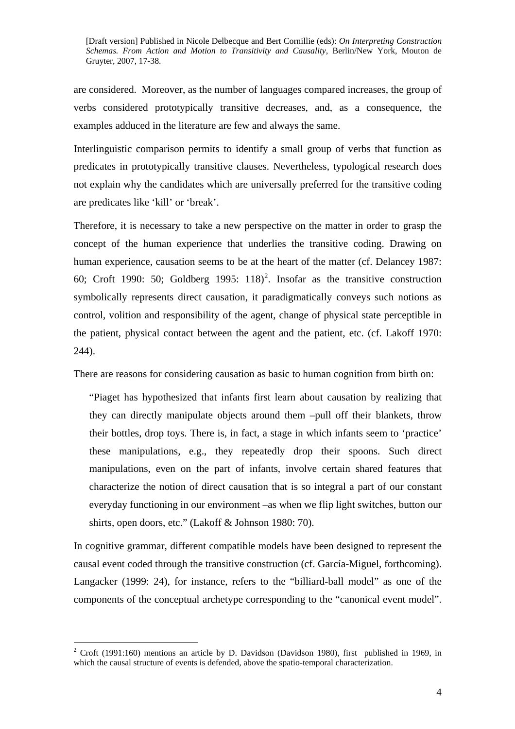are considered. Moreover, as the number of languages compared increases, the group of verbs considered prototypically transitive decreases, and, as a consequence, the examples adduced in the literature are few and always the same.

Interlinguistic comparison permits to identify a small group of verbs that function as predicates in prototypically transitive clauses. Nevertheless, typological research does not explain why the candidates which are universally preferred for the transitive coding are predicates like 'kill' or 'break'.

Therefore, it is necessary to take a new perspective on the matter in order to grasp the concept of the human experience that underlies the transitive coding. Drawing on human experience, causation seems to be at the heart of the matter (cf. Delancey 1987: 60; Croft 1990: 50; Goldberg 1995: 118)[2]. Insofar as the transitive construction symbolically represents direct causation, it paradigmatically conveys such notions as control, volition and responsibility of the agent, change of physical state perceptible in the patient, physical contact between the agent and the patient, etc. (cf. Lakoff 1970: 244).

There are reasons for considering causation as basic to human cognition from birth on:

> "Piaget has hypothesized that infants first learn about causation by realizing that they can directly manipulate objects around them –pull off their blankets, throw their bottles, drop toys. There is, in fact, a stage in which infants seem to 'practice' these manipulations, e.g., they repeatedly drop their spoons. Such direct manipulations, even on the part of infants, involve certain shared features that characterize the notion of direct causation that is so integral a part of our constant everyday functioning in our environment –as when we flip light switches, button our shirts, open doors, etc." (Lakoff & Johnson 1980: 70).

In cognitive grammar, different compatible models have been designed to represent the causal event coded through the transitive construction (cf. García-Miguel, forthcoming). Langacker (1999: 24), for instance, refers to the "billiard-ball model" as one of the components of the conceptual archetype corresponding to the "canonical event model".

---

[2] Croft (1991:160) mentions an article by D. Davidson (Davidson 1980), first published in 1969, in which the causal structure of events is defended, above the spatio-temporal characterization.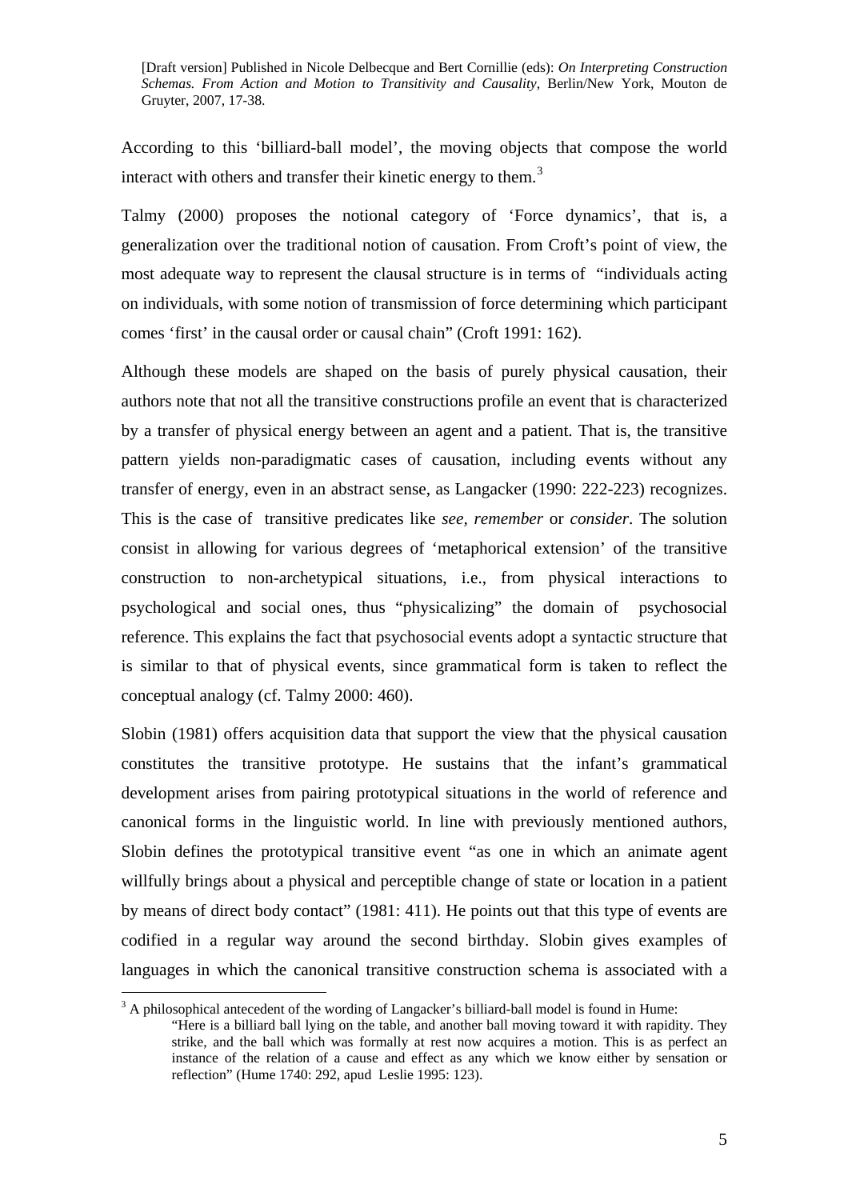According to this 'billiard-ball model', the moving objects that compose the world interact with others and transfer their kinetic energy to them.[3]

Talmy (2000) proposes the notional category of 'Force dynamics', that is, a generalization over the traditional notion of causation. From Croft's point of view, the most adequate way to represent the clausal structure is in terms of "individuals acting on individuals, with some notion of transmission of force determining which participant comes 'first' in the causal order or causal chain" (Croft 1991: 162).

Although these models are shaped on the basis of purely physical causation, their authors note that not all the transitive constructions profile an event that is characterized by a transfer of physical energy between an agent and a patient. That is, the transitive pattern yields non-paradigmatic cases of causation, including events without any transfer of energy, even in an abstract sense, as Langacker (1990: 222-223) recognizes. This is the case of transitive predicates like *see, remember* or *consider*. The solution consist in allowing for various degrees of 'metaphorical extension' of the transitive construction to non-archetypical situations, i.e., from physical interactions to psychological and social ones, thus "physicalizing" the domain of psychosocial reference. This explains the fact that psychosocial events adopt a syntactic structure that is similar to that of physical events, since grammatical form is taken to reflect the conceptual analogy (cf. Talmy 2000: 460).

Slobin (1981) offers acquisition data that support the view that the physical causation constitutes the transitive prototype. He sustains that the infant's grammatical development arises from pairing prototypical situations in the world of reference and canonical forms in the linguistic world. In line with previously mentioned authors, Slobin defines the prototypical transitive event "as one in which an animate agent willfully brings about a physical and perceptible change of state or location in a patient by means of direct body contact" (1981: 411). He points out that this type of events are codified in a regular way around the second birthday. Slobin gives examples of languages in which the canonical transitive construction schema is associated with a

[3] A philosophical antecedent of the wording of Langacker's billiard-ball model is found in Hume:

> "Here is a billiard ball lying on the table, and another ball moving toward it with rapidity. They strike, and the ball which was formally at rest now acquires a motion. This is as perfect an instance of the relation of a cause and effect as any which we know either by sensation or reflection" (Hume 1740: 292, apud Leslie 1995: 123).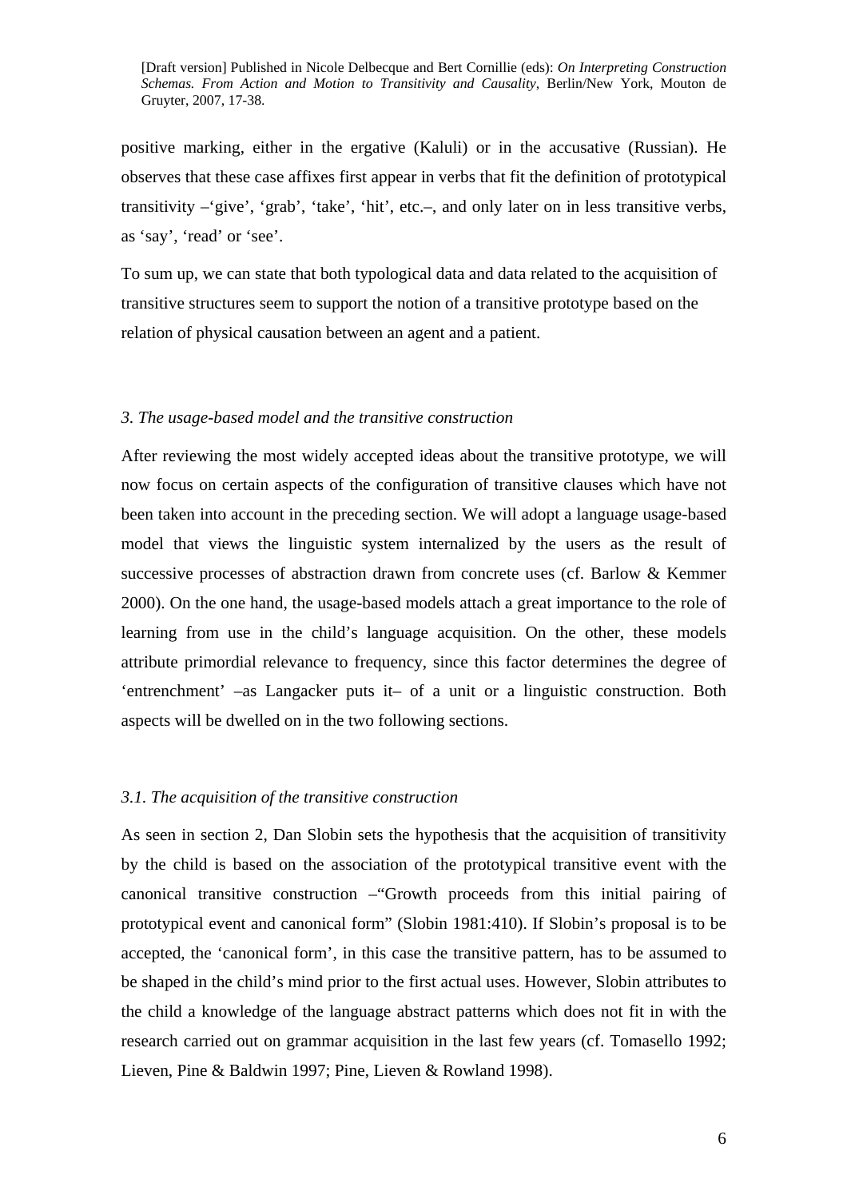positive marking, either in the ergative (Kaluli) or in the accusative (Russian). He observes that these case affixes first appear in verbs that fit the definition of prototypical transitivity –'give', 'grab', 'take', 'hit', etc.–, and only later on in less transitive verbs, as 'say', 'read' or 'see'.

To sum up, we can state that both typological data and data related to the acquisition of transitive structures seem to support the notion of a transitive prototype based on the relation of physical causation between an agent and a patient.

### *3. The usage-based model and the transitive construction*

After reviewing the most widely accepted ideas about the transitive prototype, we will now focus on certain aspects of the configuration of transitive clauses which have not been taken into account in the preceding section. We will adopt a language usage-based model that views the linguistic system internalized by the users as the result of successive processes of abstraction drawn from concrete uses (cf. Barlow & Kemmer 2000). On the one hand, the usage-based models attach a great importance to the role of learning from use in the child's language acquisition. On the other, these models attribute primordial relevance to frequency, since this factor determines the degree of 'entrenchment' –as Langacker puts it– of a unit or a linguistic construction. Both aspects will be dwelled on in the two following sections.

#### *3.1. The acquisition of the transitive construction*

As seen in section 2, Dan Slobin sets the hypothesis that the acquisition of transitivity by the child is based on the association of the prototypical transitive event with the canonical transitive construction –"Growth proceeds from this initial pairing of prototypical event and canonical form" (Slobin 1981:410). If Slobin's proposal is to be accepted, the 'canonical form', in this case the transitive pattern, has to be assumed to be shaped in the child's mind prior to the first actual uses. However, Slobin attributes to the child a knowledge of the language abstract patterns which does not fit in with the research carried out on grammar acquisition in the last few years (cf. Tomasello 1992; Lieven, Pine & Baldwin 1997; Pine, Lieven & Rowland 1998).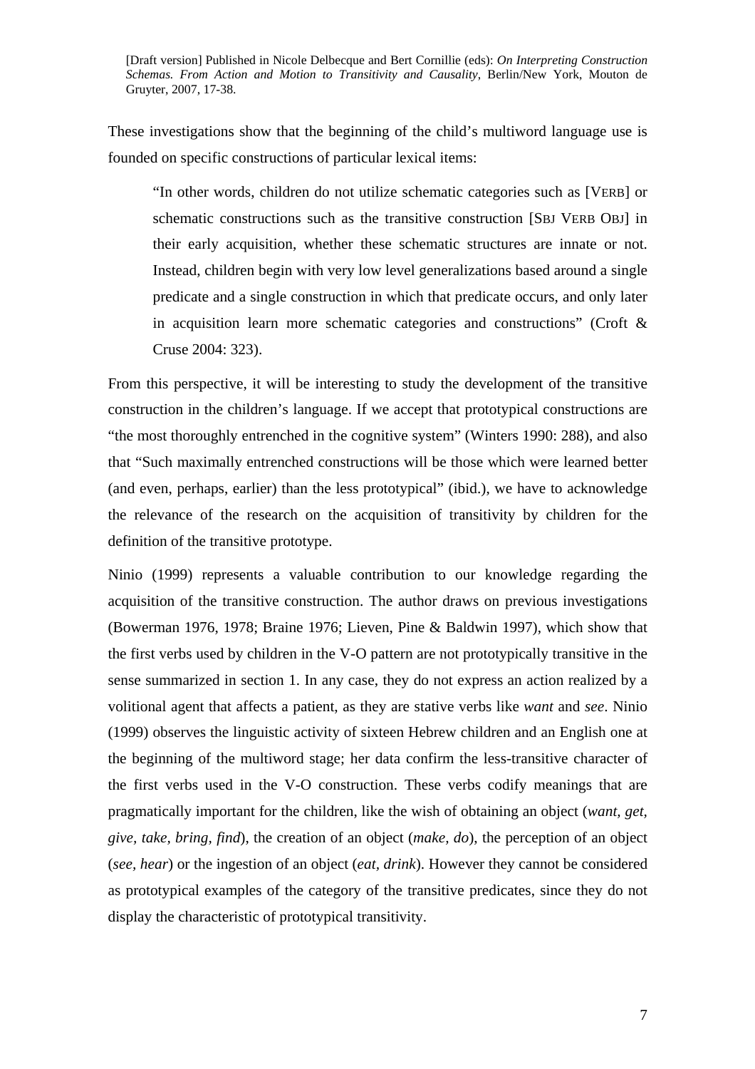These investigations show that the beginning of the child's multiword language use is founded on specific constructions of particular lexical items:

> "In other words, children do not utilize schematic categories such as [VERB] or schematic constructions such as the transitive construction [SBJ VERB OBJ] in their early acquisition, whether these schematic structures are innate or not. Instead, children begin with very low level generalizations based around a single predicate and a single construction in which that predicate occurs, and only later in acquisition learn more schematic categories and constructions" (Croft & Cruse 2004: 323).

From this perspective, it will be interesting to study the development of the transitive construction in the children's language. If we accept that prototypical constructions are "the most thoroughly entrenched in the cognitive system" (Winters 1990: 288), and also that "Such maximally entrenched constructions will be those which were learned better (and even, perhaps, earlier) than the less prototypical" (ibid.), we have to acknowledge the relevance of the research on the acquisition of transitivity by children for the definition of the transitive prototype.

Ninio (1999) represents a valuable contribution to our knowledge regarding the acquisition of the transitive construction. The author draws on previous investigations (Bowerman 1976, 1978; Braine 1976; Lieven, Pine & Baldwin 1997), which show that the first verbs used by children in the V-O pattern are not prototypically transitive in the sense summarized in section 1. In any case, they do not express an action realized by a volitional agent that affects a patient, as they are stative verbs like *want* and *see*. Ninio (1999) observes the linguistic activity of sixteen Hebrew children and an English one at the beginning of the multiword stage; her data confirm the less-transitive character of the first verbs used in the V-O construction. These verbs codify meanings that are pragmatically important for the children, like the wish of obtaining an object (*want, get, give, take, bring, find*), the creation of an object (*make, do*), the perception of an object (*see, hear*) or the ingestion of an object (*eat, drink*). However they cannot be considered as prototypical examples of the category of the transitive predicates, since they do not display the characteristic of prototypical transitivity.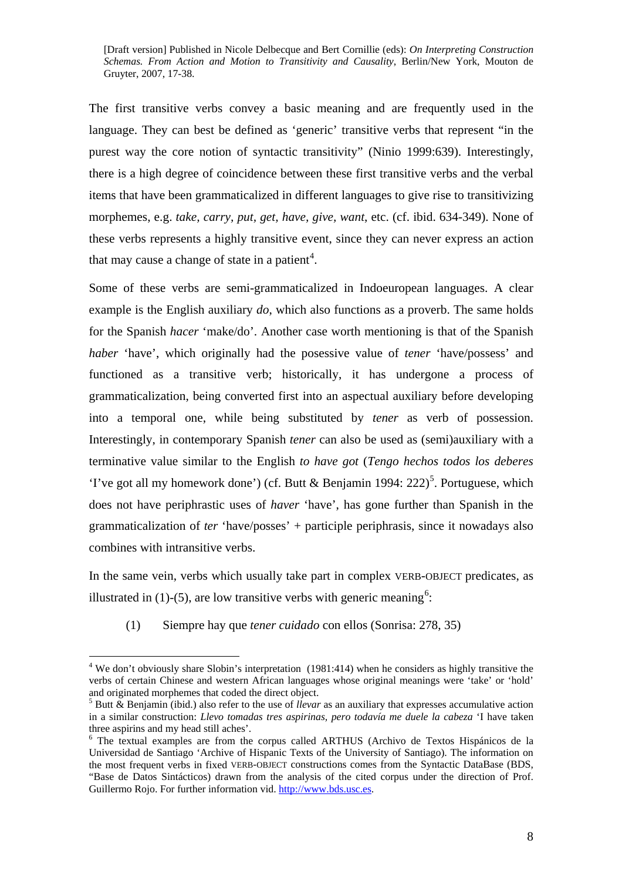The first transitive verbs convey a basic meaning and are frequently used in the language. They can best be defined as 'generic' transitive verbs that represent "in the purest way the core notion of syntactic transitivity" (Ninio 1999:639). Interestingly, there is a high degree of coincidence between these first transitive verbs and the verbal items that have been grammaticalized in different languages to give rise to transitivizing morphemes, e.g. *take*, *carry*, *put*, *get*, *have*, *give*, *want*, etc. (cf. ibid. 634-349). None of these verbs represents a highly transitive event, since they can never express an action that may cause a change of state in a patient[4].

Some of these verbs are semi-grammaticalized in Indoeuropean languages. A clear example is the English auxiliary *do*, which also functions as a proverb. The same holds for the Spanish *hacer* 'make/do'. Another case worth mentioning is that of the Spanish *haber* 'have', which originally had the posessive value of *tener* 'have/possess' and functioned as a transitive verb; historically, it has undergone a process of grammaticalization, being converted first into an aspectual auxiliary before developing into a temporal one, while being substituted by *tener* as verb of possession. Interestingly, in contemporary Spanish *tener* can also be used as (semi)auxiliary with a terminative value similar to the English *to have got* (*Tengo hechos todos los deberes* 'I've got all my homework done') (cf. Butt & Benjamin 1994: 222)[5]. Portuguese, which does not have periphrastic uses of *haver* 'have', has gone further than Spanish in the grammaticalization of *ter* 'have/posses' + participle periphrasis, since it nowadays also combines with intransitive verbs.

In the same vein, verbs which usually take part in complex VERB-OBJECT predicates, as illustrated in (1)-(5), are low transitive verbs with generic meaning[6]:

(1) Siempre hay que *tener cuidado* con ellos (Sonrisa: 278, 35)

---

[4] We don't obviously share Slobin's interpretation (1981:414) when he considers as highly transitive the verbs of certain Chinese and western African languages whose original meanings were 'take' or 'hold' and originated morphemes that coded the direct object.

[5] Butt & Benjamin (ibid.) also refer to the use of *llevar* as an auxiliary that expresses accumulative action in a similar construction: *Llevo tomadas tres aspirinas, pero todavía me duele la cabeza* 'I have taken three aspirins and my head still aches'.

[6] The textual examples are from the corpus called ARTHUS (Archivo de Textos Hispánicos de la Universidad de Santiago 'Archive of Hispanic Texts of the University of Santiago). The information on the most frequent verbs in fixed VERB-OBJECT constructions comes from the Syntactic DataBase (BDS, "Base de Datos Sintácticos) drawn from the analysis of the cited corpus under the direction of Prof. Guillermo Rojo. For further information vid. http://www.bds.usc.es.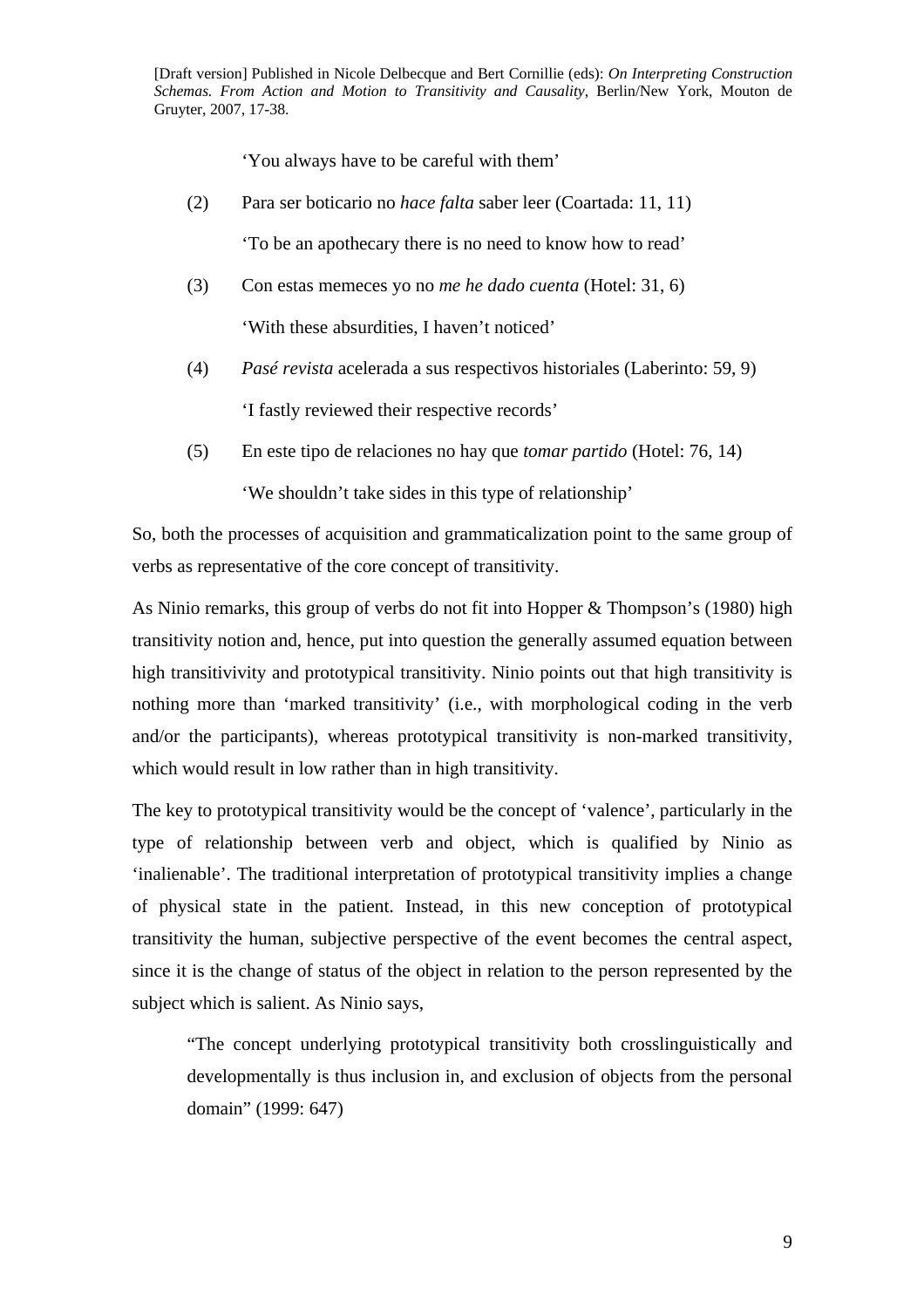'You always have to be careful with them'

(2) Para ser boticario no *hace falta* saber leer (Coartada: 11, 11)

'To be an apothecary there is no need to know how to read'

(3) Con estas memeces yo no *me he dado cuenta* (Hotel: 31, 6)

'With these absurdities, I haven't noticed'

(4) *Pasé revista* acelerada a sus respectivos historiales (Laberinto: 59, 9)

'I fastly reviewed their respective records'

(5) En este tipo de relaciones no hay que *tomar partido* (Hotel: 76, 14)

'We shouldn't take sides in this type of relationship'

So, both the processes of acquisition and grammaticalization point to the same group of verbs as representative of the core concept of transitivity.

As Ninio remarks, this group of verbs do not fit into Hopper & Thompson's (1980) high transitivity notion and, hence, put into question the generally assumed equation between high transitivivity and prototypical transitivity. Ninio points out that high transitivity is nothing more than 'marked transitivity' (i.e., with morphological coding in the verb and/or the participants), whereas prototypical transitivity is non-marked transitivity, which would result in low rather than in high transitivity.

The key to prototypical transitivity would be the concept of 'valence', particularly in the type of relationship between verb and object, which is qualified by Ninio as 'inalienable'. The traditional interpretation of prototypical transitivity implies a change of physical state in the patient. Instead, in this new conception of prototypical transitivity the human, subjective perspective of the event becomes the central aspect, since it is the change of status of the object in relation to the person represented by the subject which is salient. As Ninio says,

> "The concept underlying prototypical transitivity both crosslinguistically and developmentally is thus inclusion in, and exclusion of objects from the personal domain" (1999: 647)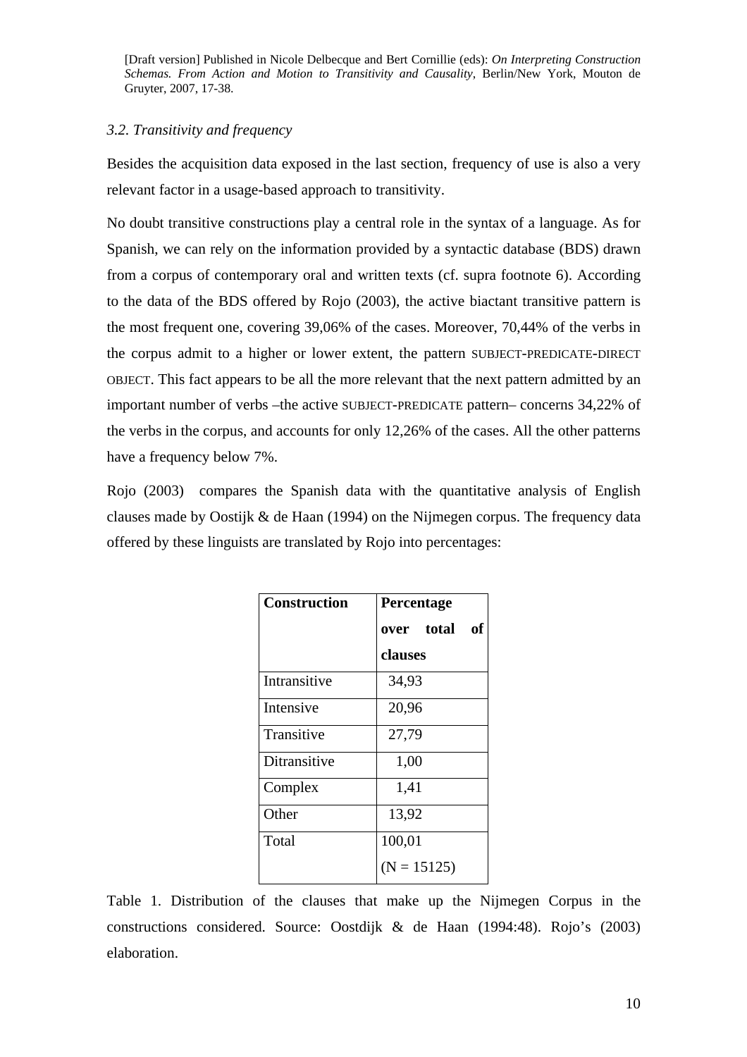### 3.2. Transitivity and frequency

Besides the acquisition data exposed in the last section, frequency of use is also a very relevant factor in a usage-based approach to transitivity.

No doubt transitive constructions play a central role in the syntax of a language. As for Spanish, we can rely on the information provided by a syntactic database (BDS) drawn from a corpus of contemporary oral and written texts (cf. supra footnote 6). According to the data of the BDS offered by Rojo (2003), the active biactant transitive pattern is the most frequent one, covering 39,06% of the cases. Moreover, 70,44% of the verbs in the corpus admit to a higher or lower extent, the pattern SUBJECT-PREDICATE-DIRECT OBJECT. This fact appears to be all the more relevant that the next pattern admitted by an important number of verbs –the active SUBJECT-PREDICATE pattern– concerns 34,22% of the verbs in the corpus, and accounts for only 12,26% of the cases. All the other patterns have a frequency below 7%.

Rojo (2003) compares the Spanish data with the quantitative analysis of English clauses made by Oostijk & de Haan (1994) on the Nijmegen corpus. The frequency data offered by these linguists are translated by Rojo into percentages:

| **Construction** | **Percentage over total of clauses** |
|---|---|
| Intransitive | 34,93 |
| Intensive | 20,96 |
| Transitive | 27,79 |
| Ditransitive | 1,00 |
| Complex | 1,41 |
| Other | 13,92 |
| Total | 100,01 (N = 15125) |

Table 1. Distribution of the clauses that make up the Nijmegen Corpus in the constructions considered. Source: Oostdijk & de Haan (1994:48). Rojo's (2003) elaboration.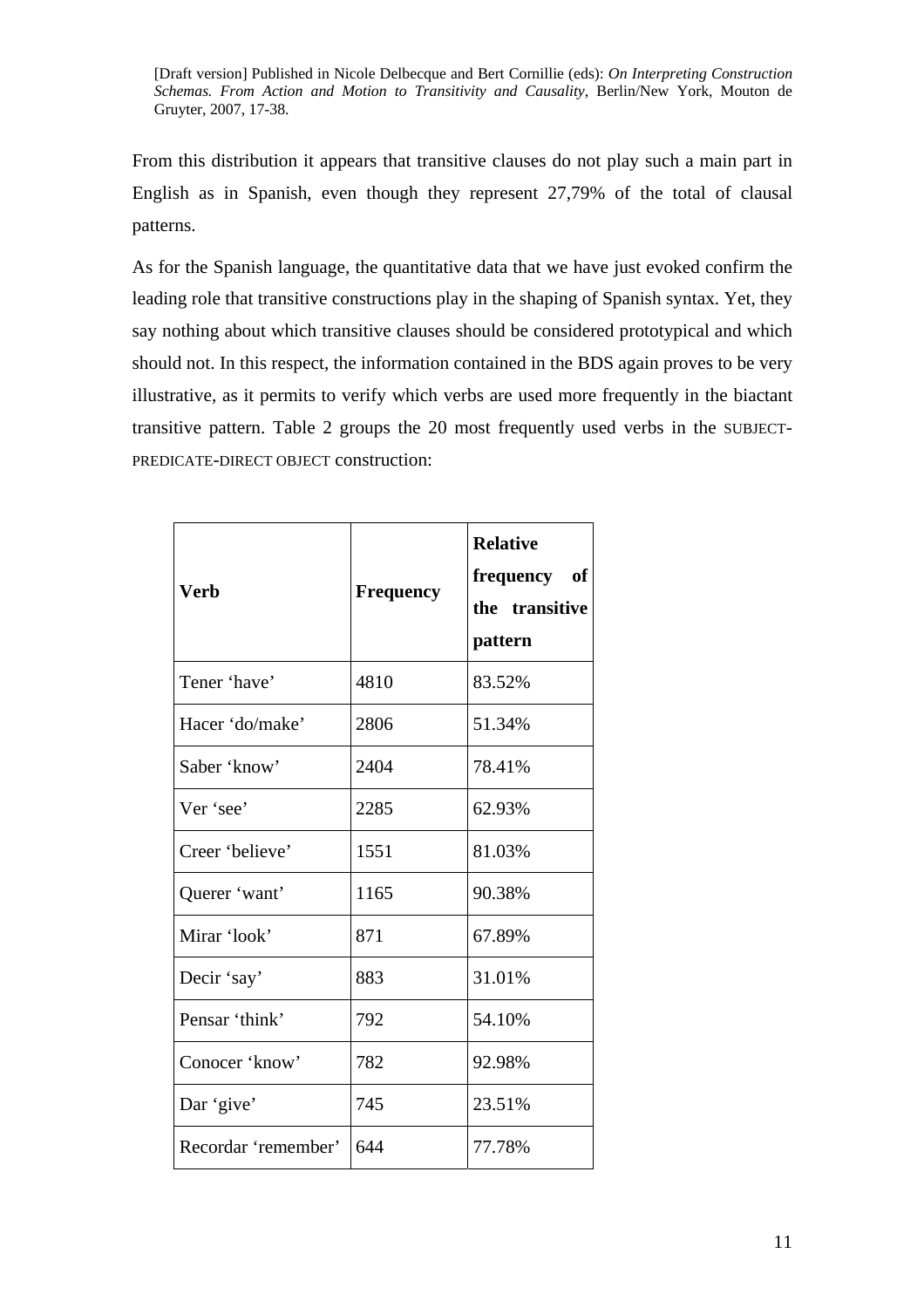From this distribution it appears that transitive clauses do not play such a main part in English as in Spanish, even though they represent 27,79% of the total of clausal patterns.

As for the Spanish language, the quantitative data that we have just evoked confirm the leading role that transitive constructions play in the shaping of Spanish syntax. Yet, they say nothing about which transitive clauses should be considered prototypical and which should not. In this respect, the information contained in the BDS again proves to be very illustrative, as it permits to verify which verbs are used more frequently in the biactant transitive pattern. Table 2 groups the 20 most frequently used verbs in the SUBJECT-PREDICATE-DIRECT OBJECT construction:

| **Verb** | **Frequency** | **Relative frequency of the transitive pattern** |
|---|---|---|
| Tener ‘have’ | 4810 | 83.52% |
| Hacer ‘do/make’ | 2806 | 51.34% |
| Saber ‘know’ | 2404 | 78.41% |
| Ver ‘see’ | 2285 | 62.93% |
| Creer ‘believe’ | 1551 | 81.03% |
| Querer ‘want’ | 1165 | 90.38% |
| Mirar ‘look’ | 871 | 67.89% |
| Decir ‘say’ | 883 | 31.01% |
| Pensar ‘think’ | 792 | 54.10% |
| Conocer ‘know’ | 782 | 92.98% |
| Dar ‘give’ | 745 | 23.51% |
| Recordar ‘remember’ | 644 | 77.78% |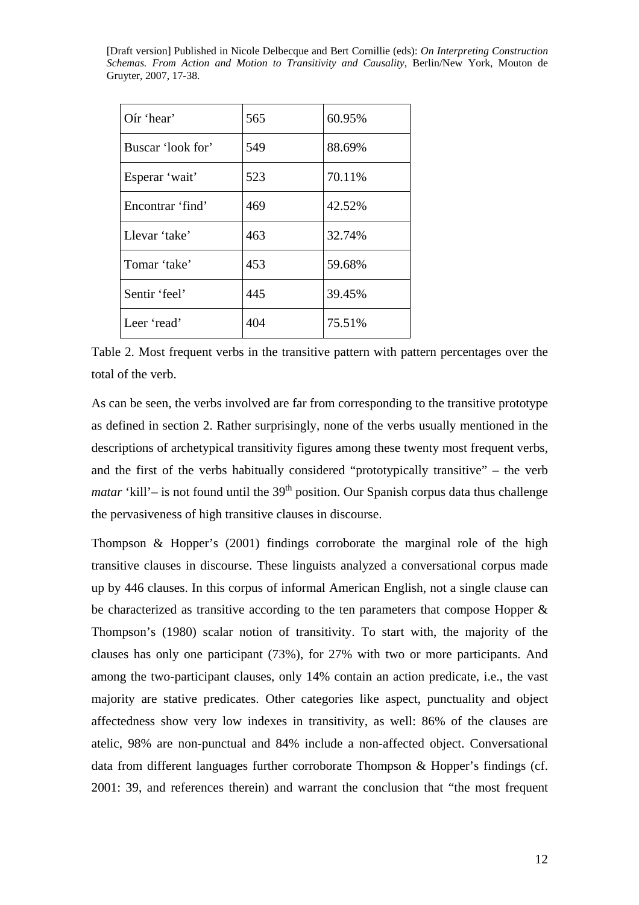| Oír 'hear' | 565 | 60.95% |
|---|---|---|
| Buscar 'look for' | 549 | 88.69% |
| Esperar 'wait' | 523 | 70.11% |
| Encontrar 'find' | 469 | 42.52% |
| Llevar 'take' | 463 | 32.74% |
| Tomar 'take' | 453 | 59.68% |
| Sentir 'feel' | 445 | 39.45% |
| Leer 'read' | 404 | 75.51% |

Table 2. Most frequent verbs in the transitive pattern with pattern percentages over the total of the verb.

As can be seen, the verbs involved are far from corresponding to the transitive prototype as defined in section 2. Rather surprisingly, none of the verbs usually mentioned in the descriptions of archetypical transitivity figures among these twenty most frequent verbs, and the first of the verbs habitually considered "prototypically transitive" – the verb *matar* 'kill'– is not found until the 39th position. Our Spanish corpus data thus challenge the pervasiveness of high transitive clauses in discourse.

Thompson & Hopper's (2001) findings corroborate the marginal role of the high transitive clauses in discourse. These linguists analyzed a conversational corpus made up by 446 clauses. In this corpus of informal American English, not a single clause can be characterized as transitive according to the ten parameters that compose Hopper & Thompson's (1980) scalar notion of transitivity. To start with, the majority of the clauses has only one participant (73%), for 27% with two or more participants. And among the two-participant clauses, only 14% contain an action predicate, i.e., the vast majority are stative predicates. Other categories like aspect, punctuality and object affectedness show very low indexes in transitivity, as well: 86% of the clauses are atelic, 98% are non-punctual and 84% include a non-affected object. Conversational data from different languages further corroborate Thompson & Hopper's findings (cf. 2001: 39, and references therein) and warrant the conclusion that "the most frequent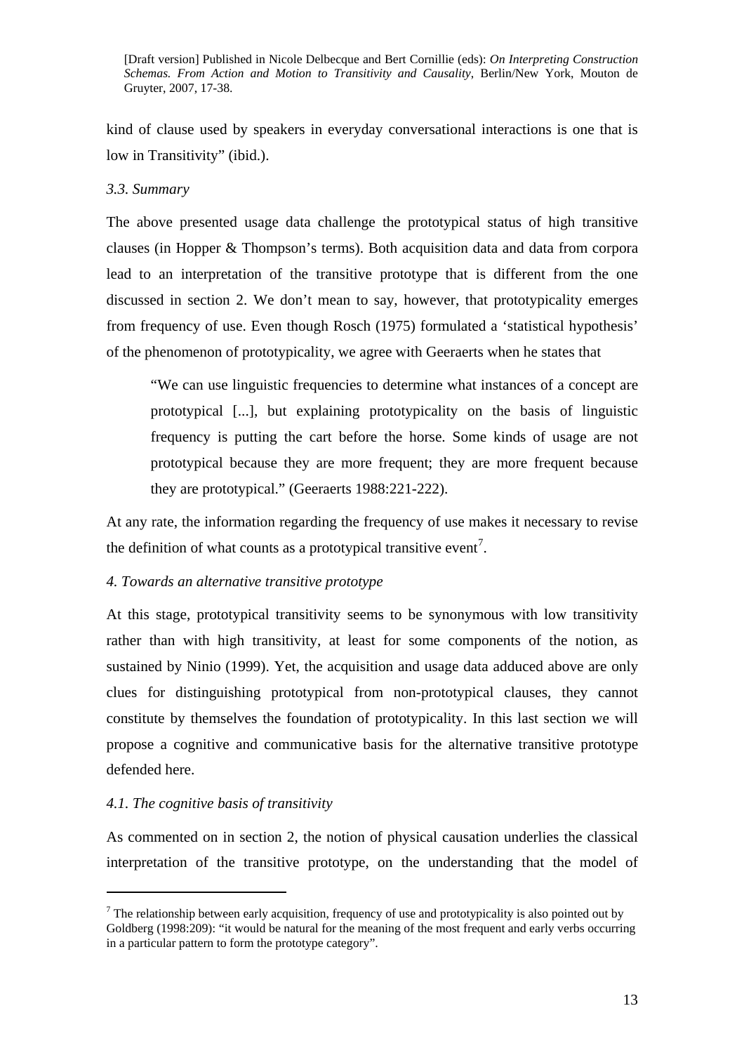kind of clause used by speakers in everyday conversational interactions is one that is low in Transitivity" (ibid.).

### *3.3. Summary*

The above presented usage data challenge the prototypical status of high transitive clauses (in Hopper & Thompson's terms). Both acquisition data and data from corpora lead to an interpretation of the transitive prototype that is different from the one discussed in section 2. We don't mean to say, however, that prototypicality emerges from frequency of use. Even though Rosch (1975) formulated a 'statistical hypothesis' of the phenomenon of prototypicality, we agree with Geeraerts when he states that

> "We can use linguistic frequencies to determine what instances of a concept are prototypical [...], but explaining prototypicality on the basis of linguistic frequency is putting the cart before the horse. Some kinds of usage are not prototypical because they are more frequent; they are more frequent because they are prototypical." (Geeraerts 1988:221-222).

At any rate, the information regarding the frequency of use makes it necessary to revise the definition of what counts as a prototypical transitive event[7].

## *4. Towards an alternative transitive prototype*

At this stage, prototypical transitivity seems to be synonymous with low transitivity rather than with high transitivity, at least for some components of the notion, as sustained by Ninio (1999). Yet, the acquisition and usage data adduced above are only clues for distinguishing prototypical from non-prototypical clauses, they cannot constitute by themselves the foundation of prototypicality. In this last section we will propose a cognitive and communicative basis for the alternative transitive prototype defended here.

### *4.1. The cognitive basis of transitivity*

As commented on in section 2, the notion of physical causation underlies the classical interpretation of the transitive prototype, on the understanding that the model of

---

[7] The relationship between early acquisition, frequency of use and prototypicality is also pointed out by Goldberg (1998:209): "it would be natural for the meaning of the most frequent and early verbs occurring in a particular pattern to form the prototype category".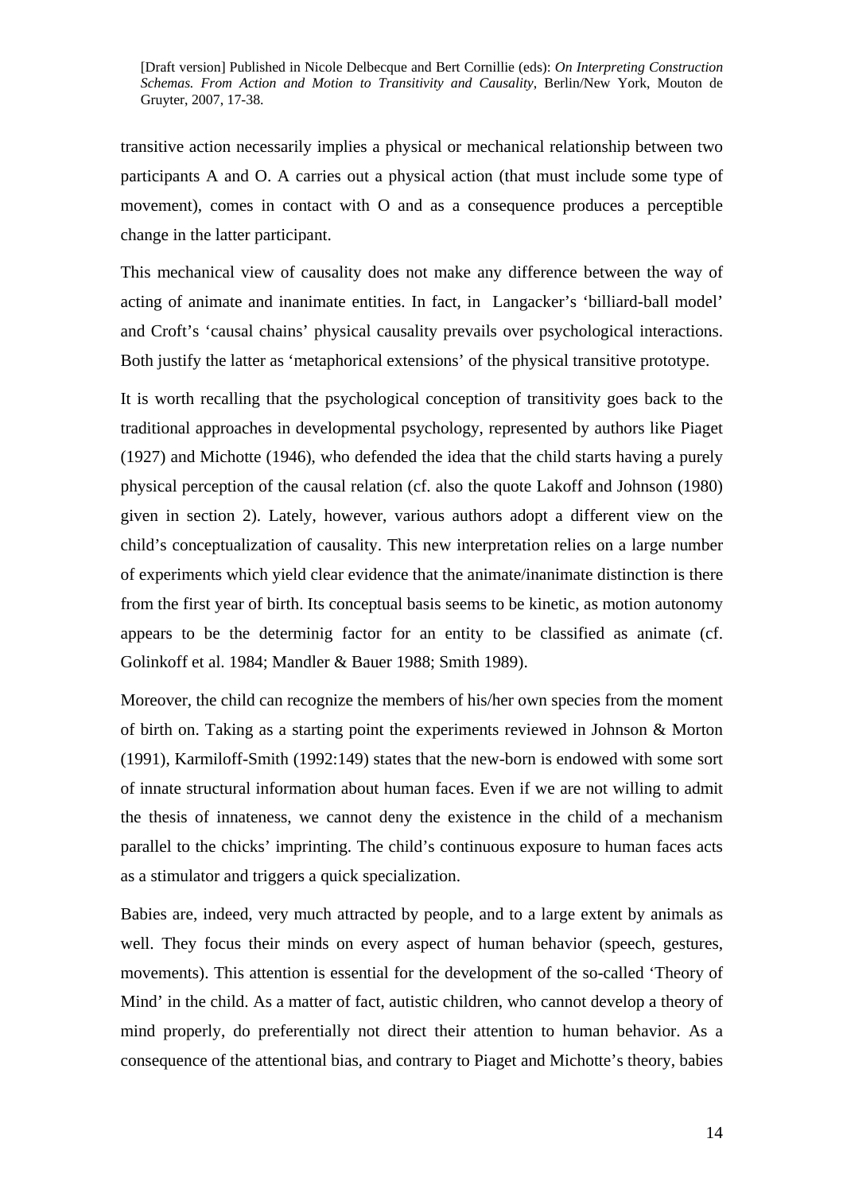transitive action necessarily implies a physical or mechanical relationship between two participants A and O. A carries out a physical action (that must include some type of movement), comes in contact with O and as a consequence produces a perceptible change in the latter participant.

This mechanical view of causality does not make any difference between the way of acting of animate and inanimate entities. In fact, in Langacker's 'billiard-ball model' and Croft's 'causal chains' physical causality prevails over psychological interactions. Both justify the latter as 'metaphorical extensions' of the physical transitive prototype.

It is worth recalling that the psychological conception of transitivity goes back to the traditional approaches in developmental psychology, represented by authors like Piaget (1927) and Michotte (1946), who defended the idea that the child starts having a purely physical perception of the causal relation (cf. also the quote Lakoff and Johnson (1980) given in section 2). Lately, however, various authors adopt a different view on the child's conceptualization of causality. This new interpretation relies on a large number of experiments which yield clear evidence that the animate/inanimate distinction is there from the first year of birth. Its conceptual basis seems to be kinetic, as motion autonomy appears to be the determinig factor for an entity to be classified as animate (cf. Golinkoff et al. 1984; Mandler & Bauer 1988; Smith 1989).

Moreover, the child can recognize the members of his/her own species from the moment of birth on. Taking as a starting point the experiments reviewed in Johnson & Morton (1991), Karmiloff-Smith (1992:149) states that the new-born is endowed with some sort of innate structural information about human faces. Even if we are not willing to admit the thesis of innateness, we cannot deny the existence in the child of a mechanism parallel to the chicks' imprinting. The child's continuous exposure to human faces acts as a stimulator and triggers a quick specialization.

Babies are, indeed, very much attracted by people, and to a large extent by animals as well. They focus their minds on every aspect of human behavior (speech, gestures, movements). This attention is essential for the development of the so-called 'Theory of Mind' in the child. As a matter of fact, autistic children, who cannot develop a theory of mind properly, do preferentially not direct their attention to human behavior. As a consequence of the attentional bias, and contrary to Piaget and Michotte's theory, babies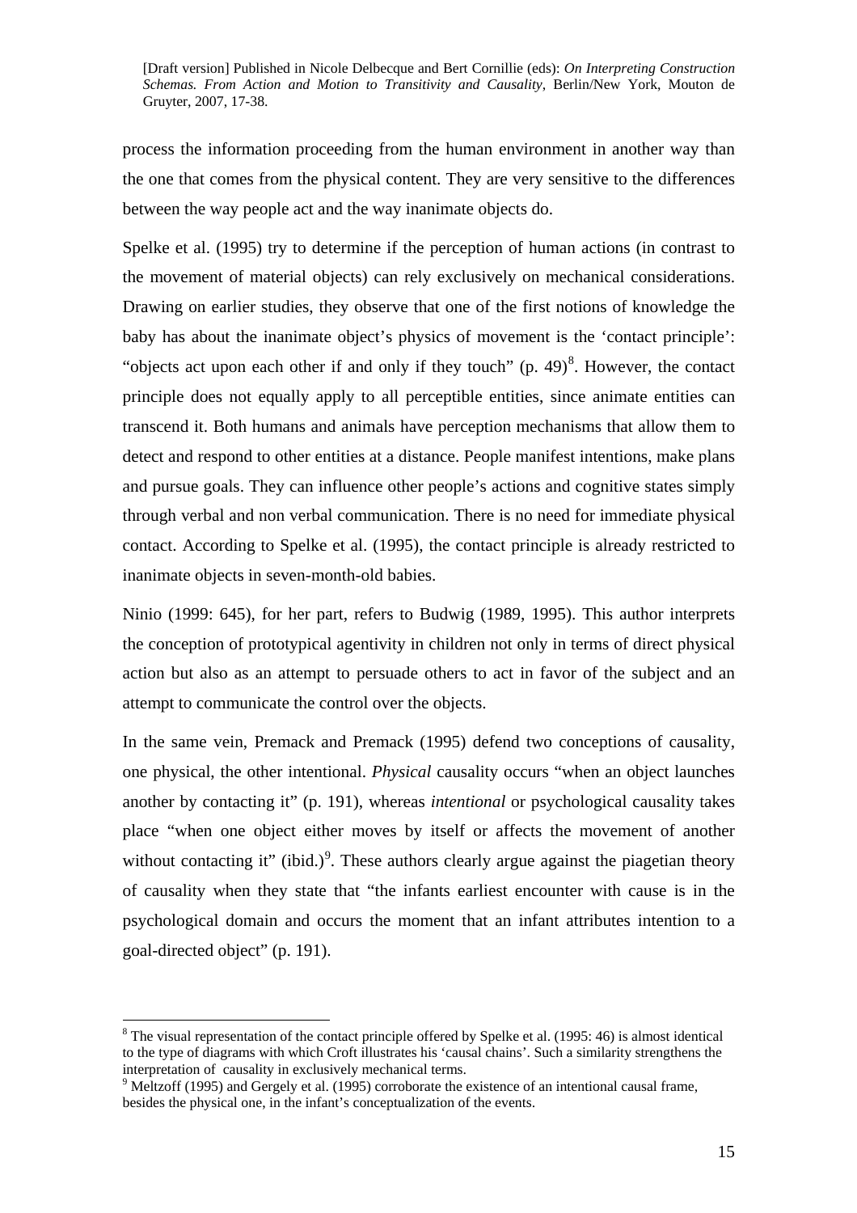process the information proceeding from the human environment in another way than the one that comes from the physical content. They are very sensitive to the differences between the way people act and the way inanimate objects do.

Spelke et al. (1995) try to determine if the perception of human actions (in contrast to the movement of material objects) can rely exclusively on mechanical considerations. Drawing on earlier studies, they observe that one of the first notions of knowledge the baby has about the inanimate object's physics of movement is the 'contact principle': "objects act upon each other if and only if they touch" (p. 49)[8]. However, the contact principle does not equally apply to all perceptible entities, since animate entities can transcend it. Both humans and animals have perception mechanisms that allow them to detect and respond to other entities at a distance. People manifest intentions, make plans and pursue goals. They can influence other people's actions and cognitive states simply through verbal and non verbal communication. There is no need for immediate physical contact. According to Spelke et al. (1995), the contact principle is already restricted to inanimate objects in seven-month-old babies.

Ninio (1999: 645), for her part, refers to Budwig (1989, 1995). This author interprets the conception of prototypical agentivity in children not only in terms of direct physical action but also as an attempt to persuade others to act in favor of the subject and an attempt to communicate the control over the objects.

In the same vein, Premack and Premack (1995) defend two conceptions of causality, one physical, the other intentional. *Physical* causality occurs "when an object launches another by contacting it" (p. 191), whereas *intentional* or psychological causality takes place "when one object either moves by itself or affects the movement of another without contacting it" (ibid.)[9]. These authors clearly argue against the piagetian theory of causality when they state that "the infants earliest encounter with cause is in the psychological domain and occurs the moment that an infant attributes intention to a goal-directed object" (p. 191).

---

[8] The visual representation of the contact principle offered by Spelke et al. (1995: 46) is almost identical to the type of diagrams with which Croft illustrates his 'causal chains'. Such a similarity strengthens the interpretation of causality in exclusively mechanical terms.

[9] Meltzoff (1995) and Gergely et al. (1995) corroborate the existence of an intentional causal frame, besides the physical one, in the infant's conceptualization of the events.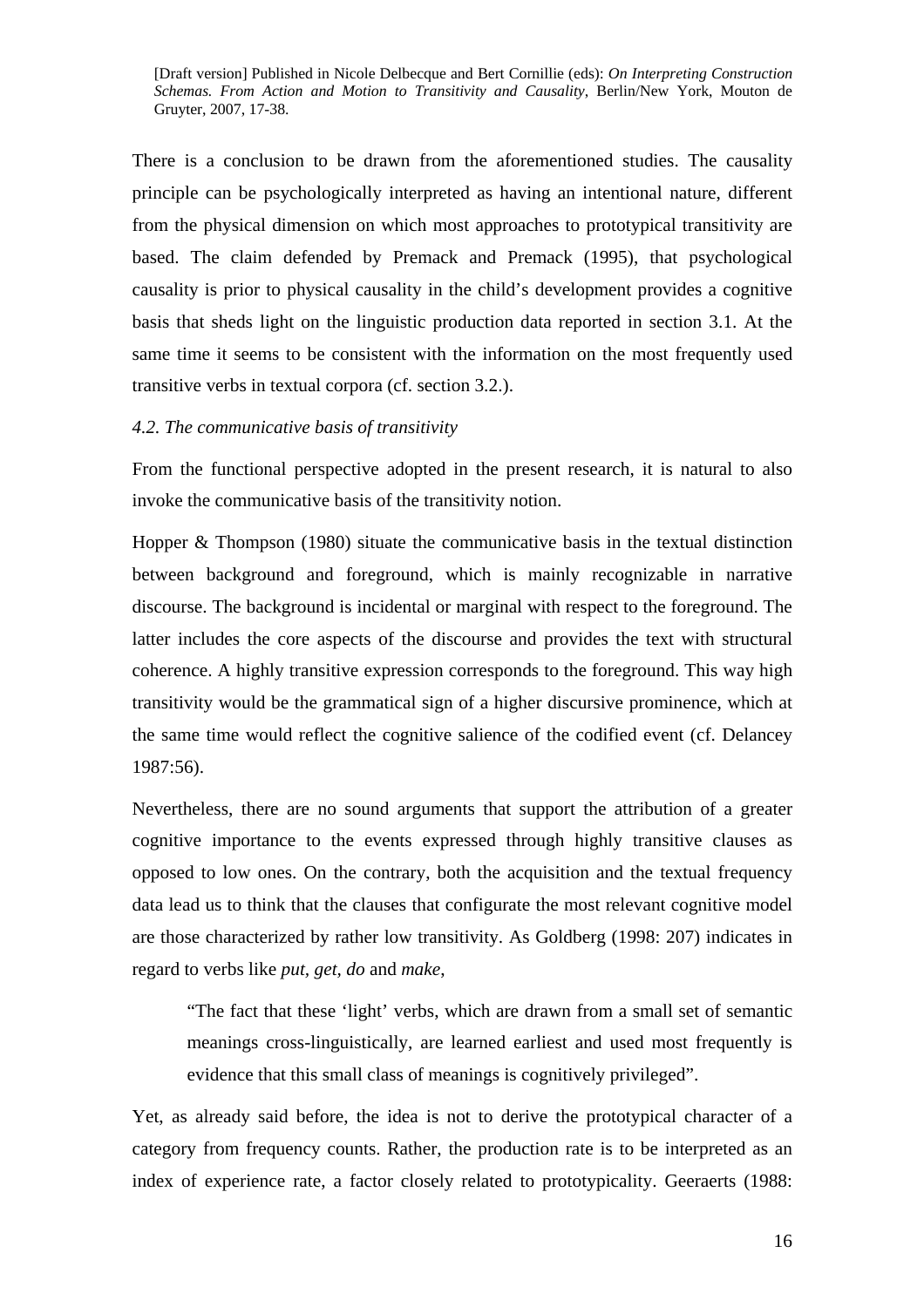There is a conclusion to be drawn from the aforementioned studies. The causality principle can be psychologically interpreted as having an intentional nature, different from the physical dimension on which most approaches to prototypical transitivity are based. The claim defended by Premack and Premack (1995), that psychological causality is prior to physical causality in the child's development provides a cognitive basis that sheds light on the linguistic production data reported in section 3.1. At the same time it seems to be consistent with the information on the most frequently used transitive verbs in textual corpora (cf. section 3.2.).

### *4.2. The communicative basis of transitivity*

From the functional perspective adopted in the present research, it is natural to also invoke the communicative basis of the transitivity notion.

Hopper & Thompson (1980) situate the communicative basis in the textual distinction between background and foreground, which is mainly recognizable in narrative discourse. The background is incidental or marginal with respect to the foreground. The latter includes the core aspects of the discourse and provides the text with structural coherence. A highly transitive expression corresponds to the foreground. This way high transitivity would be the grammatical sign of a higher discursive prominence, which at the same time would reflect the cognitive salience of the codified event (cf. Delancey 1987:56).

Nevertheless, there are no sound arguments that support the attribution of a greater cognitive importance to the events expressed through highly transitive clauses as opposed to low ones. On the contrary, both the acquisition and the textual frequency data lead us to think that the clauses that configurate the most relevant cognitive model are those characterized by rather low transitivity. As Goldberg (1998: 207) indicates in regard to verbs like *put*, *get*, *do* and *make*,

> "The fact that these 'light' verbs, which are drawn from a small set of semantic meanings cross-linguistically, are learned earliest and used most frequently is evidence that this small class of meanings is cognitively privileged".

Yet, as already said before, the idea is not to derive the prototypical character of a category from frequency counts. Rather, the production rate is to be interpreted as an index of experience rate, a factor closely related to prototypicality. Geeraerts (1988: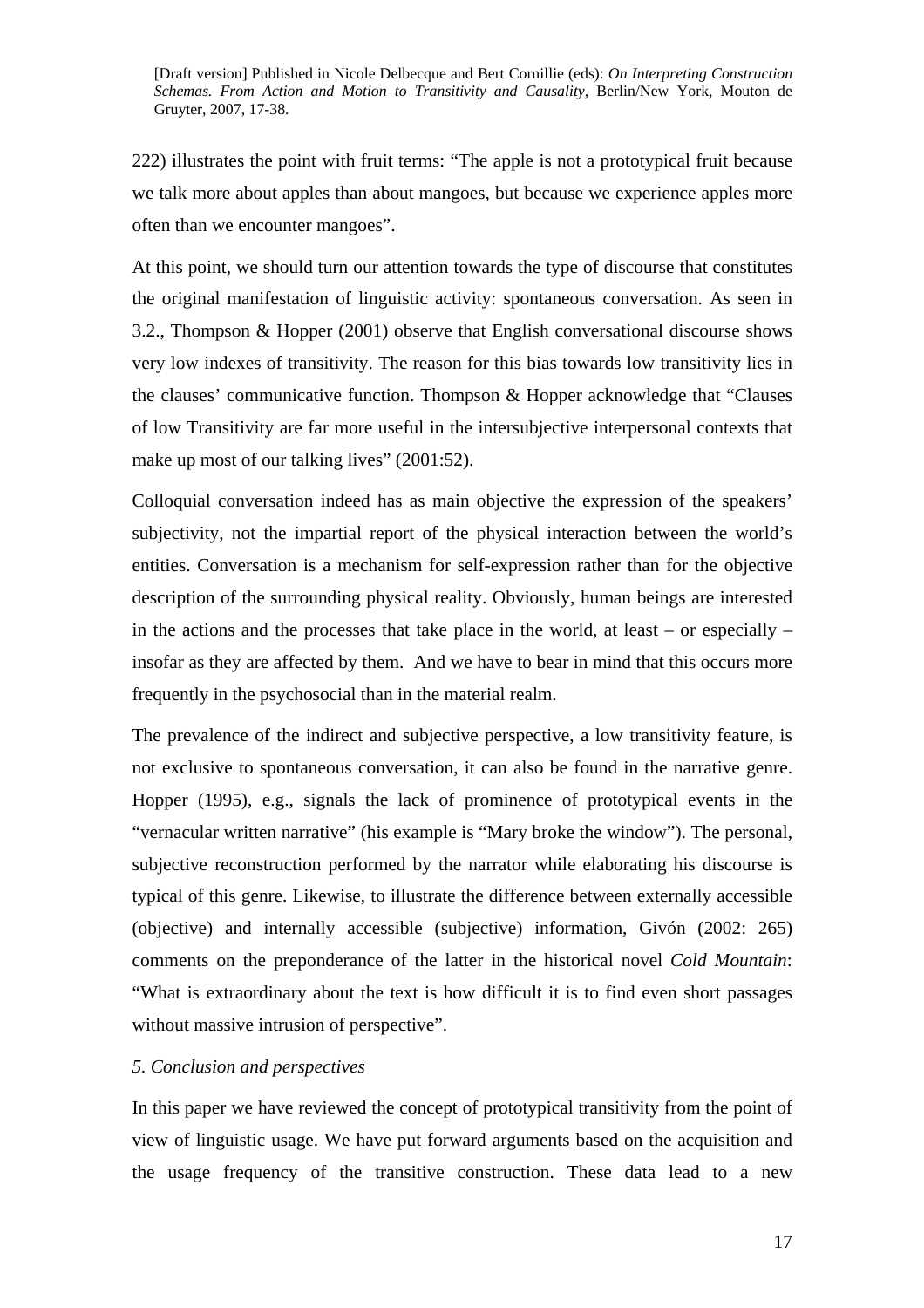222) illustrates the point with fruit terms: "The apple is not a prototypical fruit because we talk more about apples than about mangoes, but because we experience apples more often than we encounter mangoes".

At this point, we should turn our attention towards the type of discourse that constitutes the original manifestation of linguistic activity: spontaneous conversation. As seen in 3.2., Thompson & Hopper (2001) observe that English conversational discourse shows very low indexes of transitivity. The reason for this bias towards low transitivity lies in the clauses' communicative function. Thompson & Hopper acknowledge that "Clauses of low Transitivity are far more useful in the intersubjective interpersonal contexts that make up most of our talking lives" (2001:52).

Colloquial conversation indeed has as main objective the expression of the speakers' subjectivity, not the impartial report of the physical interaction between the world's entities. Conversation is a mechanism for self-expression rather than for the objective description of the surrounding physical reality. Obviously, human beings are interested in the actions and the processes that take place in the world, at least – or especially – insofar as they are affected by them. And we have to bear in mind that this occurs more frequently in the psychosocial than in the material realm.

The prevalence of the indirect and subjective perspective, a low transitivity feature, is not exclusive to spontaneous conversation, it can also be found in the narrative genre. Hopper (1995), e.g., signals the lack of prominence of prototypical events in the "vernacular written narrative" (his example is "Mary broke the window"). The personal, subjective reconstruction performed by the narrator while elaborating his discourse is typical of this genre. Likewise, to illustrate the difference between externally accessible (objective) and internally accessible (subjective) information, Givón (2002: 265) comments on the preponderance of the latter in the historical novel *Cold Mountain*: "What is extraordinary about the text is how difficult it is to find even short passages without massive intrusion of perspective".

## *5. Conclusion and perspectives*

In this paper we have reviewed the concept of prototypical transitivity from the point of view of linguistic usage. We have put forward arguments based on the acquisition and the usage frequency of the transitive construction. These data lead to a new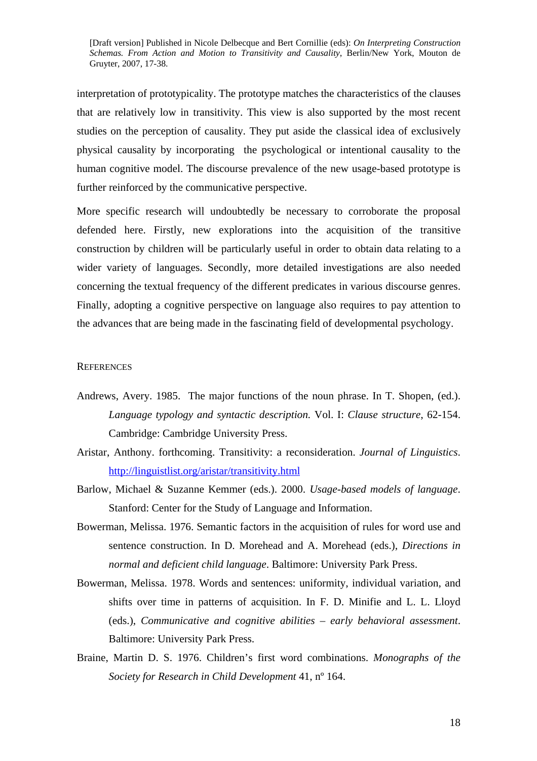interpretation of prototypicality. The prototype matches the characteristics of the clauses that are relatively low in transitivity. This view is also supported by the most recent studies on the perception of causality. They put aside the classical idea of exclusively physical causality by incorporating the psychological or intentional causality to the human cognitive model. The discourse prevalence of the new usage-based prototype is further reinforced by the communicative perspective.

More specific research will undoubtedly be necessary to corroborate the proposal defended here. Firstly, new explorations into the acquisition of the transitive construction by children will be particularly useful in order to obtain data relating to a wider variety of languages. Secondly, more detailed investigations are also needed concerning the textual frequency of the different predicates in various discourse genres. Finally, adopting a cognitive perspective on language also requires to pay attention to the advances that are being made in the fascinating field of developmental psychology.

## REFERENCES

Andrews, Avery. 1985. The major functions of the noun phrase. In T. Shopen, (ed.). *Language typology and syntactic description.* Vol. I: *Clause structure*, 62-154. Cambridge: Cambridge University Press.

Aristar, Anthony. forthcoming. Transitivity: a reconsideration. *Journal of Linguistics*. http://linguistlist.org/aristar/transitivity.html

Barlow, Michael & Suzanne Kemmer (eds.). 2000. *Usage-based models of language*. Stanford: Center for the Study of Language and Information.

Bowerman, Melissa. 1976. Semantic factors in the acquisition of rules for word use and sentence construction. In D. Morehead and A. Morehead (eds.), *Directions in normal and deficient child language*. Baltimore: University Park Press.

Bowerman, Melissa. 1978. Words and sentences: uniformity, individual variation, and shifts over time in patterns of acquisition. In F. D. Minifie and L. L. Lloyd (eds.), *Communicative and cognitive abilities – early behavioral assessment*. Baltimore: University Park Press.

Braine, Martin D. S. 1976. Children's first word combinations. *Monographs of the Society for Research in Child Development* 41, nº 164.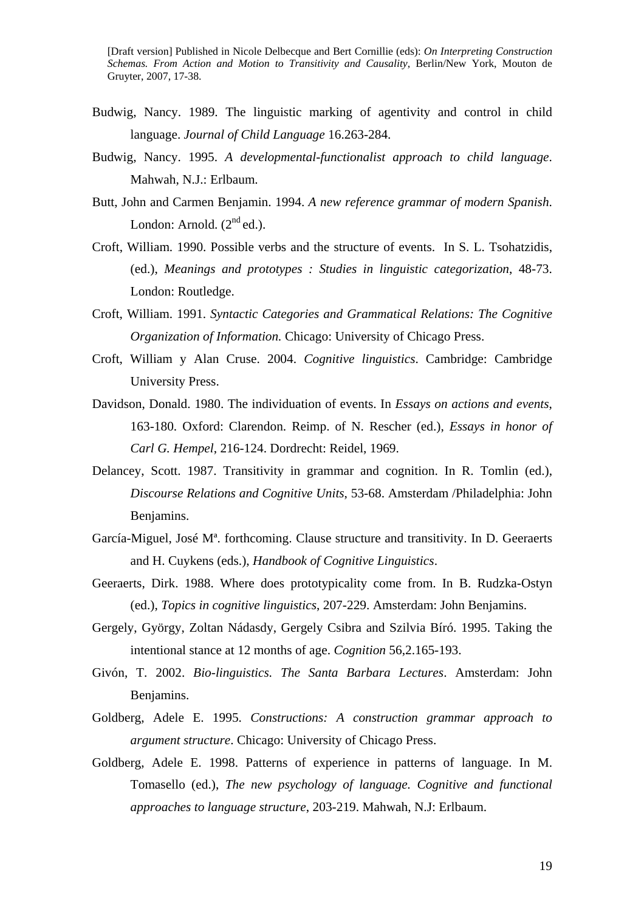Budwig, Nancy. 1989. The linguistic marking of agentivity and control in child language. *Journal of Child Language* 16.263-284.

Budwig, Nancy. 1995. *A developmental-functionalist approach to child language*. Mahwah, N.J.: Erlbaum.

Butt, John and Carmen Benjamin. 1994. *A new reference grammar of modern Spanish*. London: Arnold. (2nd ed.).

Croft, William. 1990. Possible verbs and the structure of events. In S. L. Tsohatzidis, (ed.), *Meanings and prototypes : Studies in linguistic categorization*, 48-73. London: Routledge.

Croft, William. 1991. *Syntactic Categories and Grammatical Relations: The Cognitive Organization of Information.* Chicago: University of Chicago Press.

Croft, William y Alan Cruse. 2004. *Cognitive linguistics*. Cambridge: Cambridge University Press.

Davidson, Donald. 1980. The individuation of events. In *Essays on actions and events*, 163-180. Oxford: Clarendon. Reimp. of N. Rescher (ed.), *Essays in honor of Carl G. Hempel*, 216-124. Dordrecht: Reidel, 1969.

Delancey, Scott. 1987. Transitivity in grammar and cognition. In R. Tomlin (ed.), *Discourse Relations and Cognitive Units*, 53-68. Amsterdam /Philadelphia: John Benjamins.

García-Miguel, José Mª. forthcoming. Clause structure and transitivity. In D. Geeraerts and H. Cuykens (eds.), *Handbook of Cognitive Linguistics*.

Geeraerts, Dirk. 1988. Where does prototypicality come from. In B. Rudzka-Ostyn (ed.), *Topics in cognitive linguistics*, 207-229. Amsterdam: John Benjamins.

Gergely, György, Zoltan Nádasdy, Gergely Csibra and Szilvia Bíró. 1995. Taking the intentional stance at 12 months of age. *Cognition* 56,2.165-193.

Givón, T. 2002. *Bio-linguistics. The Santa Barbara Lectures*. Amsterdam: John Benjamins.

Goldberg, Adele E. 1995. *Constructions: A construction grammar approach to argument structure*. Chicago: University of Chicago Press.

Goldberg, Adele E. 1998. Patterns of experience in patterns of language. In M. Tomasello (ed.), *The new psychology of language. Cognitive and functional approaches to language structure*, 203-219. Mahwah, N.J: Erlbaum.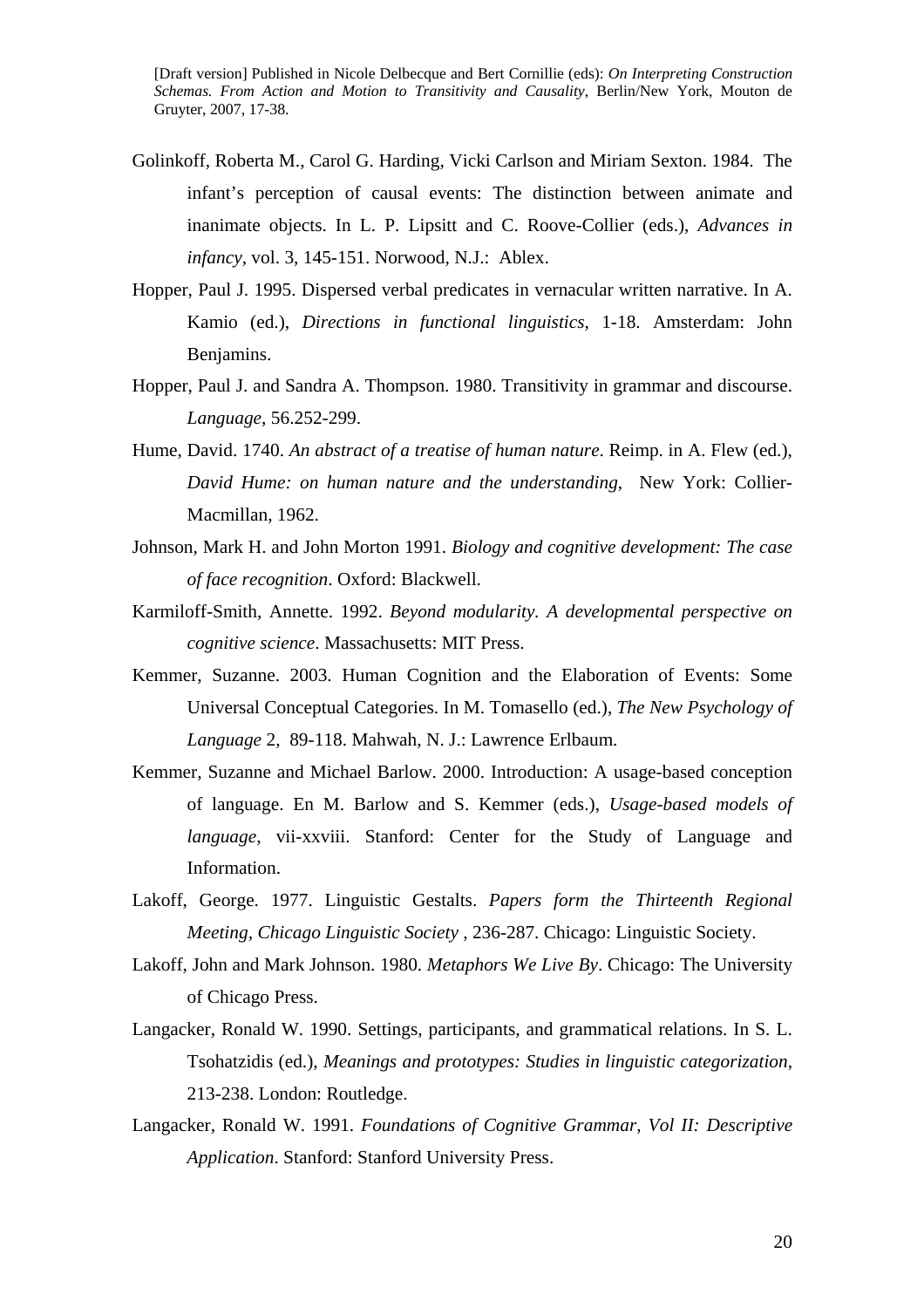Golinkoff, Roberta M., Carol G. Harding, Vicki Carlson and Miriam Sexton. 1984. The infant's perception of causal events: The distinction between animate and inanimate objects. In L. P. Lipsitt and C. Roove-Collier (eds.), *Advances in infancy*, vol. 3, 145-151. Norwood, N.J.: Ablex.

Hopper, Paul J. 1995. Dispersed verbal predicates in vernacular written narrative. In A. Kamio (ed.), *Directions in functional linguistics*, 1-18. Amsterdam: John Benjamins.

Hopper, Paul J. and Sandra A. Thompson. 1980. Transitivity in grammar and discourse. *Language*, 56.252-299.

Hume, David. 1740. *An abstract of a treatise of human nature*. Reimp. in A. Flew (ed.), *David Hume: on human nature and the understanding*, New York: Collier-Macmillan, 1962.

Johnson, Mark H. and John Morton 1991. *Biology and cognitive development: The case of face recognition*. Oxford: Blackwell.

Karmiloff-Smith, Annette. 1992. *Beyond modularity. A developmental perspective on cognitive science*. Massachusetts: MIT Press.

Kemmer, Suzanne. 2003. Human Cognition and the Elaboration of Events: Some Universal Conceptual Categories. In M. Tomasello (ed.), *The New Psychology of Language* 2, 89-118. Mahwah, N. J.: Lawrence Erlbaum.

Kemmer, Suzanne and Michael Barlow. 2000. Introduction: A usage-based conception of language. En M. Barlow and S. Kemmer (eds.), *Usage-based models of language*, vii-xxviii. Stanford: Center for the Study of Language and Information.

Lakoff, George. 1977. Linguistic Gestalts. *Papers form the Thirteenth Regional Meeting, Chicago Linguistic Society* , 236-287. Chicago: Linguistic Society.

Lakoff, John and Mark Johnson. 1980. *Metaphors We Live By*. Chicago: The University of Chicago Press.

Langacker, Ronald W. 1990. Settings, participants, and grammatical relations. In S. L. Tsohatzidis (ed.), *Meanings and prototypes: Studies in linguistic categorization*, 213-238. London: Routledge.

Langacker, Ronald W. 1991. *Foundations of Cognitive Grammar, Vol II: Descriptive Application*. Stanford: Stanford University Press.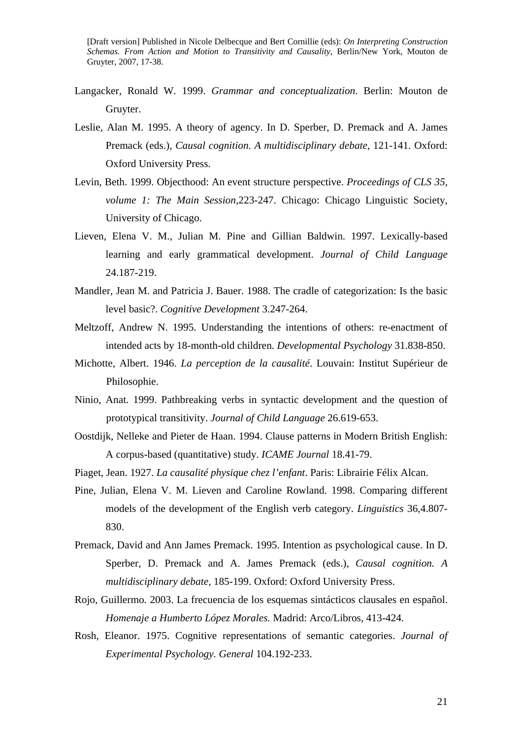Langacker, Ronald W. 1999. *Grammar and conceptualization*. Berlin: Mouton de Gruyter.

Leslie, Alan M. 1995. A theory of agency. In D. Sperber, D. Premack and A. James Premack (eds.), *Causal cognition. A multidisciplinary debate*, 121-141. Oxford: Oxford University Press.

Levin, Beth. 1999. Objecthood: An event structure perspective. *Proceedings of CLS 35, volume 1: The Main Session*,223-247. Chicago: Chicago Linguistic Society, University of Chicago.

Lieven, Elena V. M., Julian M. Pine and Gillian Baldwin. 1997. Lexically-based learning and early grammatical development. *Journal of Child Language* 24.187-219.

Mandler, Jean M. and Patricia J. Bauer. 1988. The cradle of categorization: Is the basic level basic?. *Cognitive Development* 3.247-264.

Meltzoff, Andrew N. 1995. Understanding the intentions of others: re-enactment of intended acts by 18-month-old children. *Developmental Psychology* 31.838-850.

Michotte, Albert. 1946. *La perception de la causalité*. Louvain: Institut Supérieur de Philosophie.

Ninio, Anat. 1999. Pathbreaking verbs in syntactic development and the question of prototypical transitivity. *Journal of Child Language* 26.619-653.

Oostdijk, Nelleke and Pieter de Haan. 1994. Clause patterns in Modern British English: A corpus-based (quantitative) study. *ICAME Journal* 18.41-79.

Piaget, Jean. 1927. *La causalité physique chez l'enfant*. Paris: Librairie Félix Alcan.

Pine, Julian, Elena V. M. Lieven and Caroline Rowland. 1998. Comparing different models of the development of the English verb category. *Linguistics* 36,4.807-830.

Premack, David and Ann James Premack. 1995. Intention as psychological cause. In D. Sperber, D. Premack and A. James Premack (eds.), *Causal cognition. A multidisciplinary debate*, 185-199. Oxford: Oxford University Press.

Rojo, Guillermo. 2003. La frecuencia de los esquemas sintácticos clausales en español. *Homenaje a Humberto López Morales.* Madrid: Arco/Libros, 413-424.

Rosh, Eleanor. 1975. Cognitive representations of semantic categories. *Journal of Experimental Psychology. General* 104.192-233.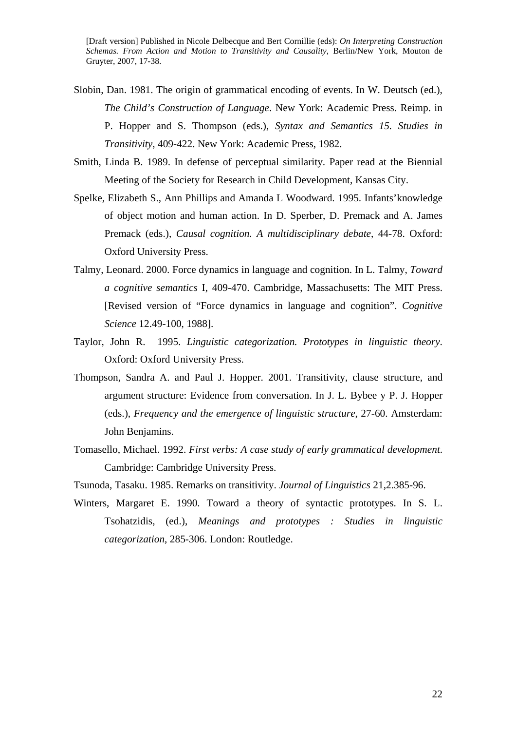Slobin, Dan. 1981. The origin of grammatical encoding of events. In W. Deutsch (ed.), *The Child's Construction of Language*. New York: Academic Press. Reimp. in P. Hopper and S. Thompson (eds.), *Syntax and Semantics 15. Studies in Transitivity*, 409-422. New York: Academic Press, 1982.

Smith, Linda B. 1989. In defense of perceptual similarity. Paper read at the Biennial Meeting of the Society for Research in Child Development, Kansas City.

Spelke, Elizabeth S., Ann Phillips and Amanda L Woodward. 1995. Infants'knowledge of object motion and human action. In D. Sperber, D. Premack and A. James Premack (eds.), *Causal cognition. A multidisciplinary debate*, 44-78. Oxford: Oxford University Press.

Talmy, Leonard. 2000. Force dynamics in language and cognition. In L. Talmy, *Toward a cognitive semantics* I, 409-470. Cambridge, Massachusetts: The MIT Press. [Revised version of "Force dynamics in language and cognition". *Cognitive Science* 12.49-100, 1988].

Taylor, John R. 1995. *Linguistic categorization. Prototypes in linguistic theory*. Oxford: Oxford University Press.

Thompson, Sandra A. and Paul J. Hopper. 2001. Transitivity, clause structure, and argument structure: Evidence from conversation. In J. L. Bybee y P. J. Hopper (eds.), *Frequency and the emergence of linguistic structure*, 27-60. Amsterdam: John Benjamins.

Tomasello, Michael. 1992. *First verbs: A case study of early grammatical development*. Cambridge: Cambridge University Press.

Tsunoda, Tasaku. 1985. Remarks on transitivity. *Journal of Linguistics* 21,2.385-96.

Winters, Margaret E. 1990. Toward a theory of syntactic prototypes. In S. L. Tsohatzidis, (ed.), *Meanings and prototypes : Studies in linguistic categorization*, 285-306. London: Routledge.